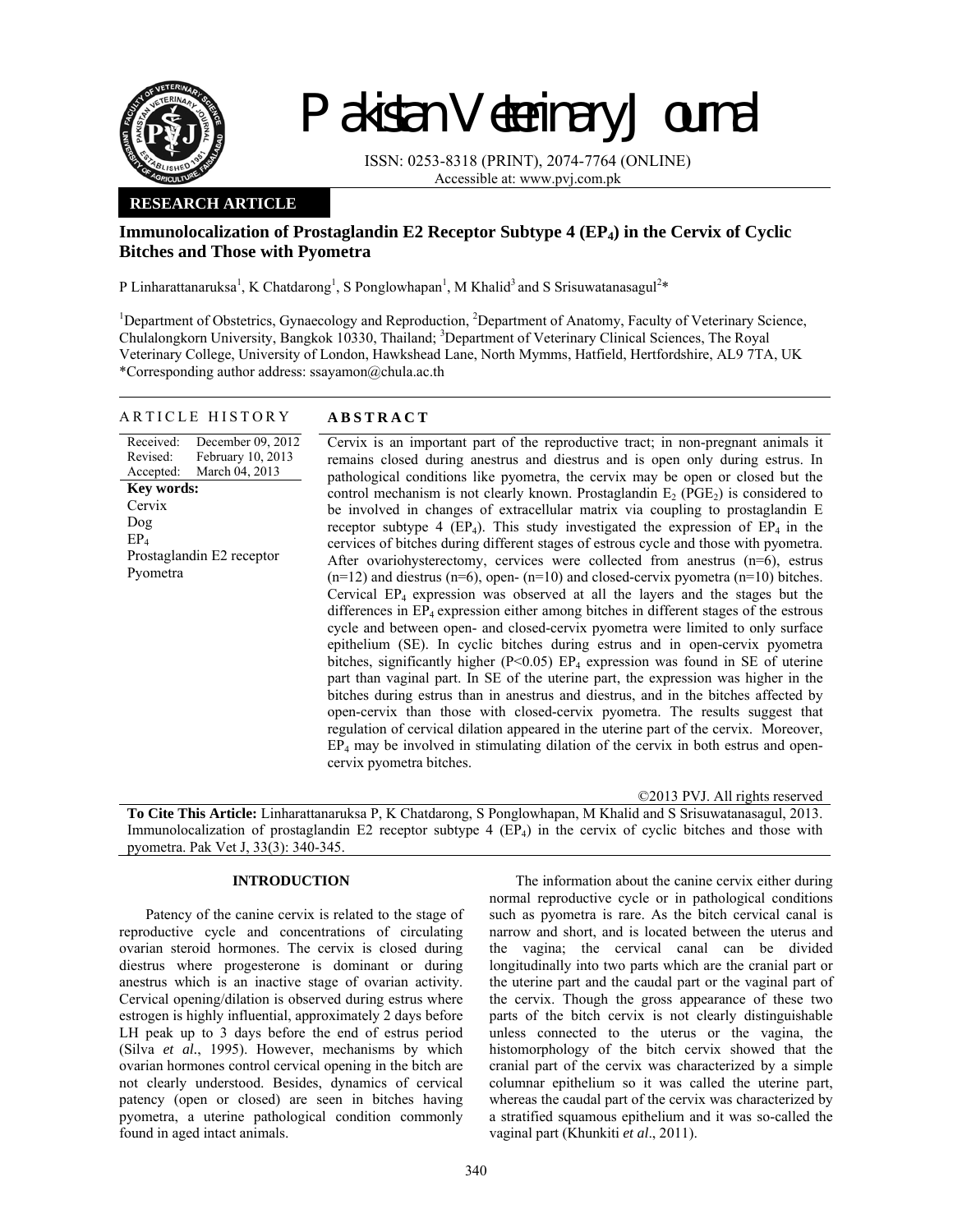# Pakistan Veterinary Journal

ISSN: 0253-8318 (PRINT), 2074-7764 (ONLINE)
Accessible at: www.pvj.com.pk

**RESEARCH ARTICLE**

## Immunolocalization of Prostaglandin E2 Receptor Subtype 4 ($EP_4$) in the Cervix of Cyclic Bitches and Those with Pyometra

P Linharattanaruksa[1], K Chatdarong[1], S Ponglowhapan[1], M Khalid[3] and S Srisuwatanasagul[2]*

[1]Department of Obstetrics, Gynaecology and Reproduction, [2]Department of Anatomy, Faculty of Veterinary Science, Chulalongkorn University, Bangkok 10330, Thailand; [3]Department of Veterinary Clinical Sciences, The Royal Veterinary College, University of London, Hawkshead Lane, North Mymms, Hatfield, Hertfordshire, AL9 7TA, UK
*Corresponding author address: ssayamon@chula.ac.th

### ARTICLE HISTORY

Received: December 09, 2012
Revised: February 10, 2013
Accepted: March 04, 2013

**Key words:**
Cervix
Dog
$EP_4$
Prostaglandin E2 receptor
Pyometra

### ABSTRACT

Cervix is an important part of the reproductive tract; in non-pregnant animals it remains closed during anestrus and diestrus and is open only during estrus. In pathological conditions like pyometra, the cervix may be open or closed but the control mechanism is not clearly known. Prostaglandin $E_2$ ($PGE_2$) is considered to be involved in changes of extracellular matrix via coupling to prostaglandin E receptor subtype 4 ($EP_4$). This study investigated the expression of $EP_4$ in the cervices of bitches during different stages of estrous cycle and those with pyometra. After ovariohysterectomy, cervices were collected from anestrus (n=6), estrus (n=12) and diestrus (n=6), open- (n=10) and closed-cervix pyometra (n=10) bitches. Cervical $EP_4$ expression was observed at all the layers and the stages but the differences in $EP_4$ expression either among bitches in different stages of the estrous cycle and between open- and closed-cervix pyometra were limited to only surface epithelium (SE). In cyclic bitches during estrus and in open-cervix pyometra bitches, significantly higher ($P<0.05$) $EP_4$ expression was found in SE of uterine part than vaginal part. In SE of the uterine part, the expression was higher in the bitches during estrus than in anestrus and diestrus, and in the bitches affected by open-cervix than those with closed-cervix pyometra. The results suggest that regulation of cervical dilation appeared in the uterine part of the cervix. Moreover, $EP_4$ may be involved in stimulating dilation of the cervix in both estrus and open-cervix pyometra bitches.

©2013 PVJ. All rights reserved

**To Cite This Article:** Linharattanaruksa P, K Chatdarong, S Ponglowhapan, M Khalid and S Srisuwatanasagul, 2013. Immunolocalization of prostaglandin E2 receptor subtype 4 ($EP_4$) in the cervix of cyclic bitches and those with pyometra. Pak Vet J, 33(3): 340-345.

## INTRODUCTION

Patency of the canine cervix is related to the stage of reproductive cycle and concentrations of circulating ovarian steroid hormones. The cervix is closed during diestrus where progesterone is dominant or during anestrus which is an inactive stage of ovarian activity. Cervical opening/dilation is observed during estrus where estrogen is highly influential, approximately 2 days before LH peak up to 3 days before the end of estrus period (Silva *et al*., 1995). However, mechanisms by which ovarian hormones control cervical opening in the bitch are not clearly understood. Besides, dynamics of cervical patency (open or closed) are seen in bitches having pyometra, a uterine pathological condition commonly found in aged intact animals.

The information about the canine cervix either during normal reproductive cycle or in pathological conditions such as pyometra is rare. As the bitch cervical canal is narrow and short, and is located between the uterus and the vagina; the cervical canal can be divided longitudinally into two parts which are the cranial part or the uterine part and the caudal part or the vaginal part of the cervix. Though the gross appearance of these two parts of the bitch cervix is not clearly distinguishable unless connected to the uterus or the vagina, the histomorphology of the bitch cervix showed that the cranial part of the cervix was characterized by a simple columnar epithelium so it was called the uterine part, whereas the caudal part of the cervix was characterized by a stratified squamous epithelium and it was so-called the vaginal part (Khunkiti *et al*., 2011).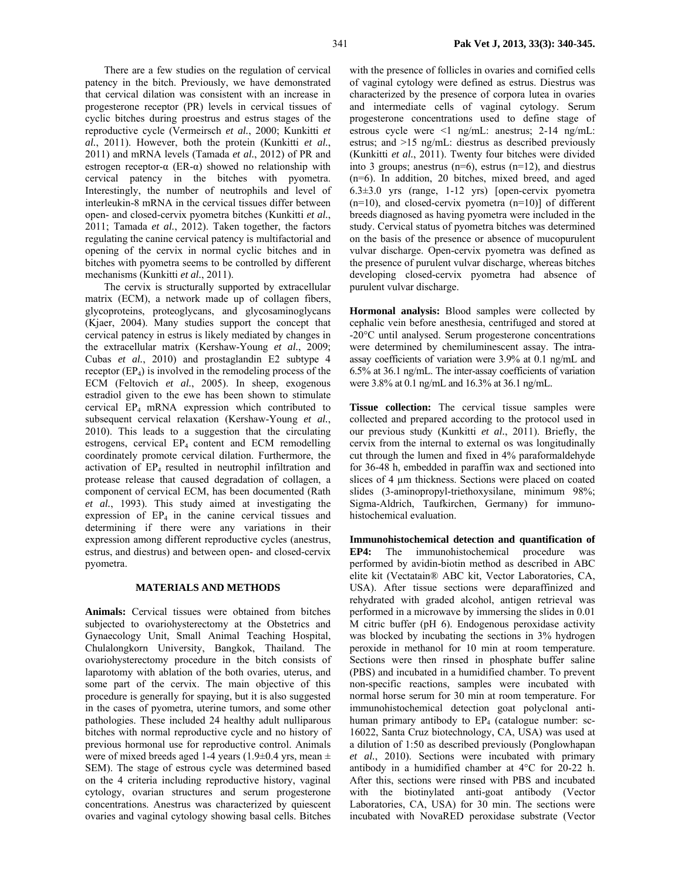There are a few studies on the regulation of cervical patency in the bitch. Previously, we have demonstrated that cervical dilation was consistent with an increase in progesterone receptor (PR) levels in cervical tissues of cyclic bitches during proestrus and estrus stages of the reproductive cycle (Vermeirsch *et al.*, 2000; Kunkitti *et al.*, 2011). However, both the protein (Kunkitti *et al.*, 2011) and mRNA levels (Tamada *et al.*, 2012) of PR and estrogen receptor-α (ER-α) showed no relationship with cervical patency in the bitches with pyometra. Interestingly, the number of neutrophils and level of interleukin-8 mRNA in the cervical tissues differ between open- and closed-cervix pyometra bitches (Kunkitti *et al.*, 2011; Tamada *et al.*, 2012). Taken together, the factors regulating the canine cervical patency is multifactorial and opening of the cervix in normal cyclic bitches and in bitches with pyometra seems to be controlled by different mechanisms (Kunkitti *et al.*, 2011).

The cervix is structurally supported by extracellular matrix (ECM), a network made up of collagen fibers, glycoproteins, proteoglycans, and glycosaminoglycans (Kjaer, 2004). Many studies support the concept that cervical patency in estrus is likely mediated by changes in the extracellular matrix (Kershaw-Young *et al.*, 2009; Cubas *et al.*, 2010) and prostaglandin E2 subtype 4 receptor ($EP_4$) is involved in the remodeling process of the ECM (Feltovich *et al.*, 2005). In sheep, exogenous estradiol given to the ewe has been shown to stimulate cervical $EP_4$ mRNA expression which contributed to subsequent cervical relaxation (Kershaw-Young *et al.*, 2010). This leads to a suggestion that the circulating estrogens, cervical $EP_4$ content and ECM remodelling coordinately promote cervical dilation. Furthermore, the activation of $EP_4$ resulted in neutrophil infiltration and protease release that caused degradation of collagen, a component of cervical ECM, has been documented (Rath *et al.*, 1993). This study aimed at investigating the expression of $EP_4$ in the canine cervical tissues and determining if there were any variations in their expression among different reproductive cycles (anestrus, estrus, and diestrus) and between open- and closed-cervix pyometra.

## MATERIALS AND METHODS

**Animals:** Cervical tissues were obtained from bitches subjected to ovariohysterectomy at the Obstetrics and Gynaecology Unit, Small Animal Teaching Hospital, Chulalongkorn University, Bangkok, Thailand. The ovariohysterectomy procedure in the bitch consists of laparotomy with ablation of the both ovaries, uterus, and some part of the cervix. The main objective of this procedure is generally for spaying, but it is also suggested in the cases of pyometra, uterine tumors, and some other pathologies. These included 24 healthy adult nulliparous bitches with normal reproductive cycle and no history of previous hormonal use for reproductive control. Animals were of mixed breeds aged 1-4 years (1.9±0.4 yrs, mean ± SEM). The stage of estrous cycle was determined based on the 4 criteria including reproductive history, vaginal cytology, ovarian structures and serum progesterone concentrations. Anestrus was characterized by quiescent ovaries and vaginal cytology showing basal cells. Bitches with the presence of follicles in ovaries and cornified cells of vaginal cytology were defined as estrus. Diestrus was characterized by the presence of corpora lutea in ovaries and intermediate cells of vaginal cytology. Serum progesterone concentrations used to define stage of estrous cycle were <1 ng/mL: anestrus; 2-14 ng/mL: estrus; and >15 ng/mL: diestrus as described previously (Kunkitti *et al.*, 2011). Twenty four bitches were divided into 3 groups; anestrus (n=6), estrus (n=12), and diestrus (n=6). In addition, 20 bitches, mixed breed, and aged 6.3±3.0 yrs (range, 1-12 yrs) [open-cervix pyometra (n=10), and closed-cervix pyometra (n=10)] of different breeds diagnosed as having pyometra were included in the study. Cervical status of pyometra bitches was determined on the basis of the presence or absence of mucopurulent vulvar discharge. Open-cervix pyometra was defined as the presence of purulent vulvar discharge, whereas bitches developing closed-cervix pyometra had absence of purulent vulvar discharge.

**Hormonal analysis:** Blood samples were collected by cephalic vein before anesthesia, centrifuged and stored at -20°C until analysed. Serum progesterone concentrations were determined by chemiluminescent assay. The intra-assay coefficients of variation were 3.9% at 0.1 ng/mL and 6.5% at 36.1 ng/mL. The inter-assay coefficients of variation were 3.8% at 0.1 ng/mL and 16.3% at 36.1 ng/mL.

**Tissue collection:** The cervical tissue samples were collected and prepared according to the protocol used in our previous study (Kunkitti *et al.*, 2011). Briefly, the cervix from the internal to external os was longitudinally cut through the lumen and fixed in 4% paraformaldehyde for 36-48 h, embedded in paraffin wax and sectioned into slices of 4 µm thickness. Sections were placed on coated slides (3-aminopropyl-triethoxysilane, minimum 98%; Sigma-Aldrich, Taufkirchen, Germany) for immunohistochemical evaluation.

**Immunohistochemical detection and quantification of EP4:** The immunohistochemical procedure was performed by avidin-biotin method as described in ABC elite kit (Vectatain® ABC kit, Vector Laboratories, CA, USA). After tissue sections were deparaffinized and rehydrated with graded alcohol, antigen retrieval was performed in a microwave by immersing the slides in 0.01 M citric buffer (pH 6). Endogenous peroxidase activity was blocked by incubating the sections in 3% hydrogen peroxide in methanol for 10 min at room temperature. Sections were then rinsed in phosphate buffer saline (PBS) and incubated in a humidified chamber. To prevent non-specific reactions, samples were incubated with normal horse serum for 30 min at room temperature. For immunohistochemical detection goat polyclonal anti-human primary antibody to $EP_4$ (catalogue number: sc-16022, Santa Cruz biotechnology, CA, USA) was used at a dilution of 1:50 as described previously (Ponglowhapan *et al.*, 2010). Sections were incubated with primary antibody in a humidified chamber at 4°C for 20-22 h. After this, sections were rinsed with PBS and incubated with the biotinylated anti-goat antibody (Vector Laboratories, CA, USA) for 30 min. The sections were incubated with NovaRED peroxidase substrate (Vector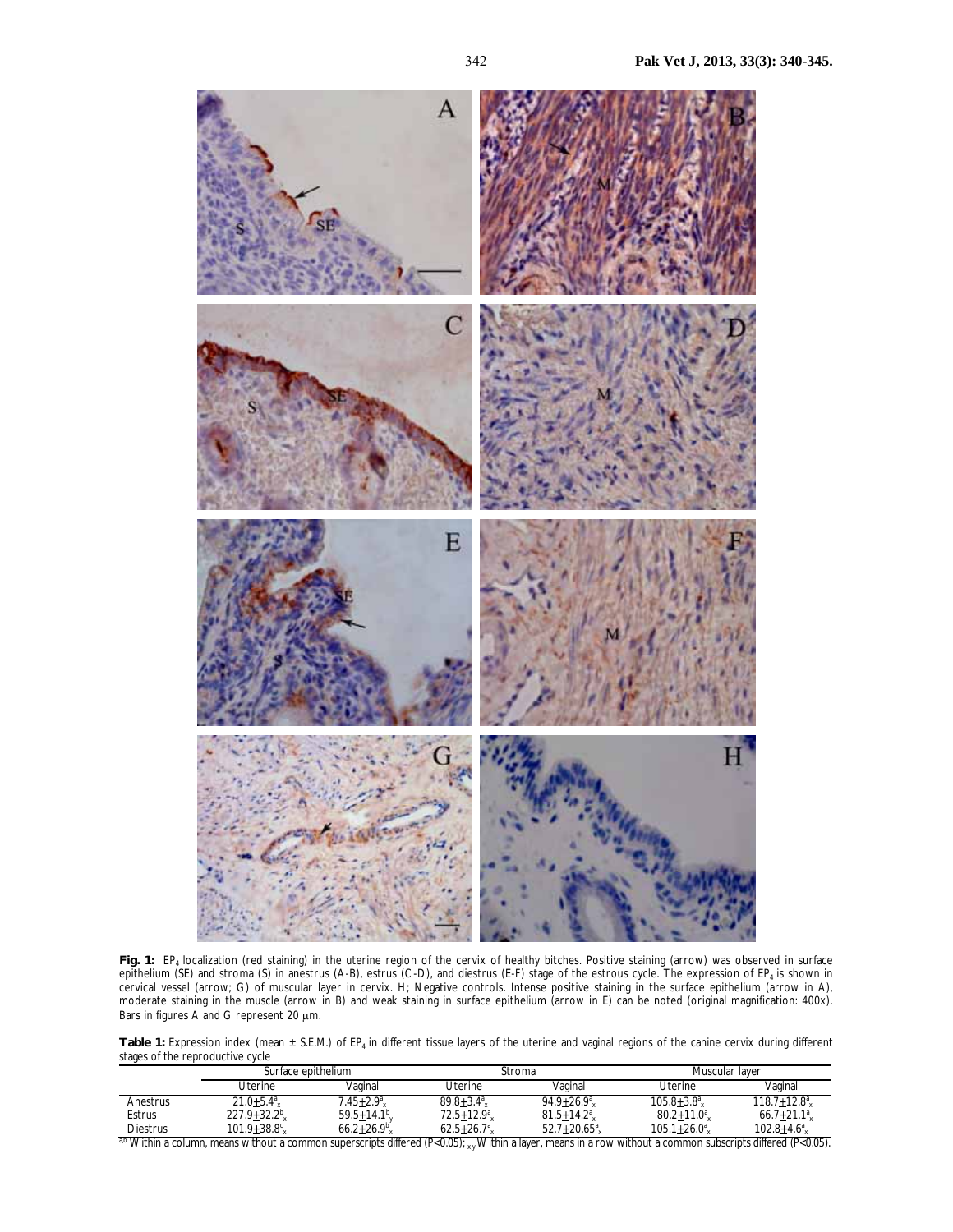**Fig. 1:** $EP_4$ localization (red staining) in the uterine region of the cervix of healthy bitches. Positive staining (arrow) was observed in surface epithelium (SE) and stroma (S) in anestrus (A-B), estrus (C-D), and diestrus (E-F) stage of the estrous cycle. The expression of $EP_4$ is shown in cervical vessel (arrow; G) of muscular layer in cervix. H; Negative controls. Intense positive staining in the surface epithelium (arrow in A), moderate staining in the muscle (arrow in B) and weak staining in surface epithelium (arrow in E) can be noted (original magnification: 400x). Bars in figures A and G represent 20 μm.

**Table 1:** Expression index (mean ± S.E.M.) of $EP_4$ in different tissue layers of the uterine and vaginal regions of the canine cervix during different stages of the reproductive cycle

| | Surface epithelium | | Stroma | | Muscular layer | |
|---|---|---|---|---|---|---|
| | Uterine | Vaginal | Uterine | Vaginal | Uterine | Vaginal |
| Anestrus | $21.0 \pm 5.4^{a}_{x}$ | $7.45 \pm 2.9^{a}_{x}$ | $89.8 \pm 3.4^{a}_{x}$ | $94.9 \pm 26.9^{a}_{x}$ | $105.8 \pm 3.8^{a}_{x}$ | $118.7 \pm 12.8^{a}_{x}$ |
| Estrus | $227.9 \pm 32.2^{b}_{x}$ | $59.5 \pm 14.1^{b}_{y}$ | $72.5 \pm 12.9^{a}_{x}$ | $81.5 \pm 14.2^{a}_{x}$ | $80.2 \pm 11.0^{a}_{x}$ | $66.7 \pm 21.1^{a}_{x}$ |
| Diestrus | $101.9 \pm 38.8^{c}_{x}$ | $66.2 \pm 26.9^{b}_{x}$ | $62.5 \pm 26.7^{a}_{x}$ | $52.7 \pm 20.65^{a}_{x}$ | $105.1 \pm 26.0^{a}_{x}$ | $102.8 \pm 4.6^{a}_{x}$ |

[a,b] Within a column, means without a common superscripts differed ($P<0.05$); [x,y] Within a layer, means in a row without a common subscripts differed ($P<0.05$).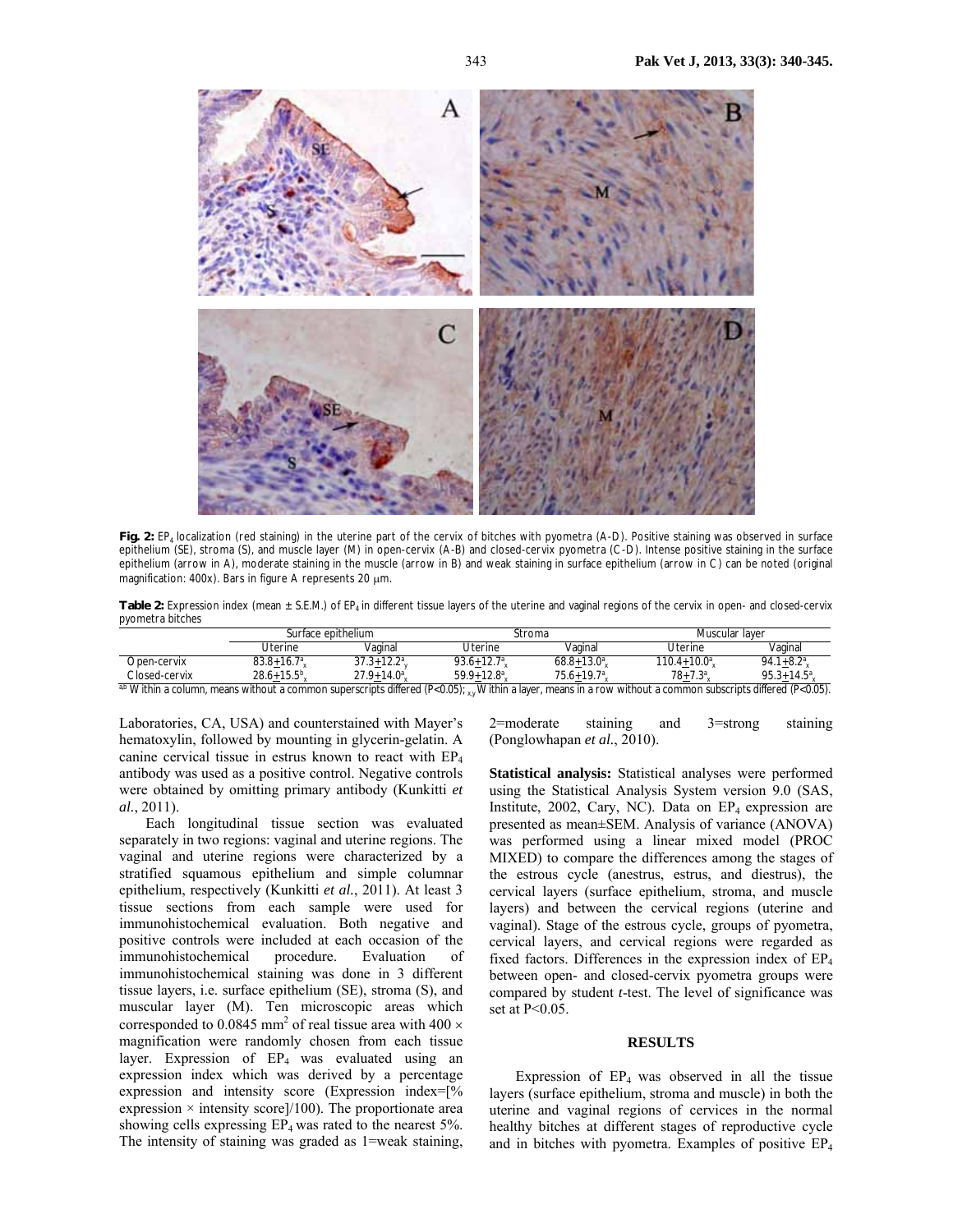**Fig. 2:** $EP_4$ localization (red staining) in the uterine part of the cervix of bitches with pyometra (A-D). Positive staining was observed in surface epithelium (SE), stroma (S), and muscle layer (M) in open-cervix (A-B) and closed-cervix pyometra (C-D). Intense positive staining in the surface epithelium (arrow in A), moderate staining in the muscle (arrow in B) and weak staining in surface epithelium (arrow in C) can be noted (original magnification: 400x). Bars in figure A represents 20 μm.

**Table 2:** Expression index (mean ± S.E.M.) of $EP_4$ in different tissue layers of the uterine and vaginal regions of the cervix in open- and closed-cervix pyometra bitches

| | Surface epithelium | | Stroma | | Muscular layer | |
|---|---|---|---|---|---|---|
| | Uterine | Vaginal | Uterine | Vaginal | Uterine | Vaginal |
| Open-cervix | $83.8 \pm 16.7^{a}_{x}$ | $37.3 \pm 12.2^{a}_{y}$ | $93.6 \pm 12.7^{a}_{x}$ | $68.8 \pm 13.0^{a}_{x}$ | $110.4 \pm 10.0^{a}_{x}$ | $94.1 \pm 8.2^{a}_{x}$ |
| Closed-cervix | $28.6 \pm 15.5^{b}_{x}$ | $27.9 \pm 14.0^{a}_{x}$ | $59.9 \pm 12.8^{a}_{x}$ | $75.6 \pm 19.7^{a}_{x}$ | $78 \pm 7.3^{a}_{x}$ | $95.3 \pm 14.5^{a}_{x}$ |

$^{a,b}$ Within a column, means without a common superscripts differed ($P<0.05$); $_{x,y}$ Within a layer, means in a row without a common subscripts differed ($P<0.05$).

Laboratories, CA, USA) and counterstained with Mayer's hematoxylin, followed by mounting in glycerin-gelatin. A canine cervical tissue in estrus known to react with $EP_4$ antibody was used as a positive control. Negative controls were obtained by omitting primary antibody (Kunkitti *et al.*, 2011).

Each longitudinal tissue section was evaluated separately in two regions: vaginal and uterine regions. The vaginal and uterine regions were characterized by a stratified squamous epithelium and simple columnar epithelium, respectively (Kunkitti *et al.*, 2011). At least 3 tissue sections from each sample were used for immunohistochemical evaluation. Both negative and positive controls were included at each occasion of the immunohistochemical procedure. Evaluation of immunohistochemical staining was done in 3 different tissue layers, i.e. surface epithelium (SE), stroma (S), and muscular layer (M). Ten microscopic areas which corresponded to $0.0845\ mm^2$ of real tissue area with $400 \times$ magnification were randomly chosen from each tissue layer. Expression of $EP_4$ was evaluated using an expression index which was derived by a percentage expression and intensity score (Expression index=[% expression × intensity score]/100). The proportionate area showing cells expressing $EP_4$ was rated to the nearest 5%. The intensity of staining was graded as 1=weak staining, 2=moderate staining and 3=strong staining (Ponglowhapan *et al.*, 2010).

**Statistical analysis:** Statistical analyses were performed using the Statistical Analysis System version 9.0 (SAS, Institute, 2002, Cary, NC). Data on $EP_4$ expression are presented as mean±SEM. Analysis of variance (ANOVA) was performed using a linear mixed model (PROC MIXED) to compare the differences among the stages of the estrous cycle (anestrus, estrus, and diestrus), the cervical layers (surface epithelium, stroma, and muscle layers) and between the cervical regions (uterine and vaginal). Stage of the estrous cycle, groups of pyometra, cervical layers, and cervical regions were regarded as fixed factors. Differences in the expression index of $EP_4$ between open- and closed-cervix pyometra groups were compared by student *t*-test. The level of significance was set at $P<0.05$.

## RESULTS

Expression of $EP_4$ was observed in all the tissue layers (surface epithelium, stroma and muscle) in both the uterine and vaginal regions of cervices in the normal healthy bitches at different stages of reproductive cycle and in bitches with pyometra. Examples of positive $EP_4$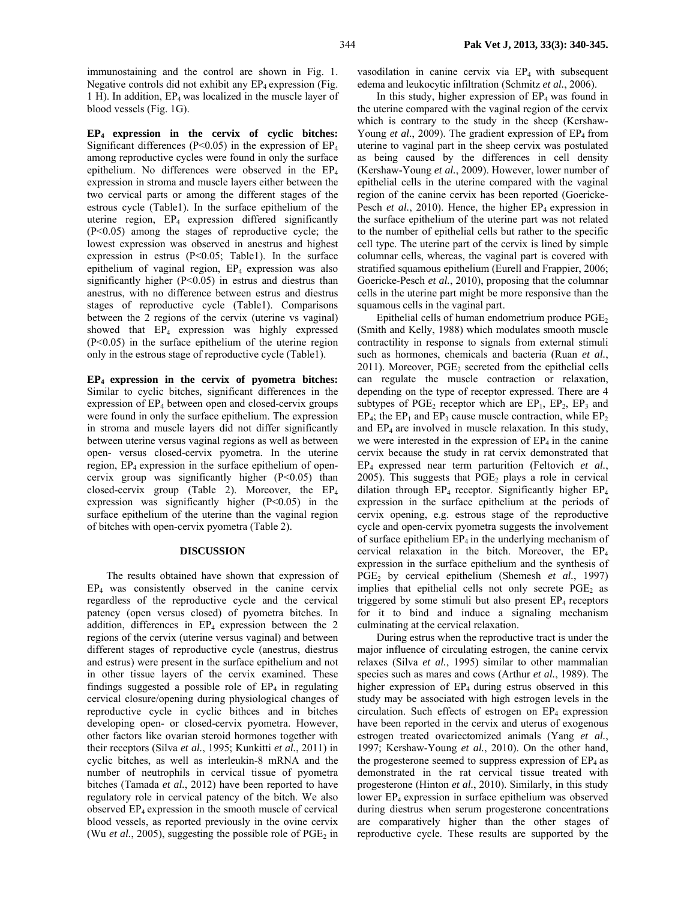immunostaining and the control are shown in Fig. 1. Negative controls did not exhibit any $EP_4$ expression (Fig. 1 H). In addition, $EP_4$ was localized in the muscle layer of blood vessels (Fig. 1G).

**$EP_4$ expression in the cervix of cyclic bitches:** Significant differences ($P<0.05$) in the expression of $EP_4$ among reproductive cycles were found in only the surface epithelium. No differences were observed in the $EP_4$ expression in stroma and muscle layers either between the two cervical parts or among the different stages of the estrous cycle (Table1). In the surface epithelium of the uterine region, $EP_4$ expression differed significantly ($P<0.05$) among the stages of reproductive cycle; the lowest expression was observed in anestrus and highest expression in estrus ($P<0.05$; Table1). In the surface epithelium of vaginal region, $EP_4$ expression was also significantly higher ($P<0.05$) in estrus and diestrus than anestrus, with no difference between estrus and diestrus stages of reproductive cycle (Table1). Comparisons between the 2 regions of the cervix (uterine vs vaginal) showed that $EP_4$ expression was highly expressed ($P<0.05$) in the surface epithelium of the uterine region only in the estrous stage of reproductive cycle (Table1).

**$EP_4$ expression in the cervix of pyometra bitches:** Similar to cyclic bitches, significant differences in the expression of $EP_4$ between open and closed-cervix groups were found in only the surface epithelium. The expression in stroma and muscle layers did not differ significantly between uterine versus vaginal regions as well as between open- versus closed-cervix pyometra. In the uterine region, $EP_4$ expression in the surface epithelium of open-cervix group was significantly higher ($P<0.05$) than closed-cervix group (Table 2). Moreover, the $EP_4$ expression was significantly higher ($P<0.05$) in the surface epithelium of the uterine than the vaginal region of bitches with open-cervix pyometra (Table 2).

## DISCUSSION

The results obtained have shown that expression of $EP_4$ was consistently observed in the canine cervix regardless of the reproductive cycle and the cervical patency (open versus closed) of pyometra bitches. In addition, differences in $EP_4$ expression between the 2 regions of the cervix (uterine versus vaginal) and between different stages of reproductive cycle (anestrus, diestrus and estrus) were present in the surface epithelium and not in other tissue layers of the cervix examined. These findings suggested a possible role of $EP_4$ in regulating cervical closure/opening during physiological changes of reproductive cycle in cyclic bithces and in bitches developing open- or closed-cervix pyometra. However, other factors like ovarian steroid hormones together with their receptors (Silva *et al.*, 1995; Kunkitti *et al.*, 2011) in cyclic bitches, as well as interleukin-8 mRNA and the number of neutrophils in cervical tissue of pyometra bitches (Tamada *et al.*, 2012) have been reported to have regulatory role in cervical patency of the bitch. We also observed $EP_4$ expression in the smooth muscle of cervical blood vessels, as reported previously in the ovine cervix (Wu *et al.*, 2005), suggesting the possible role of $PGE_2$ in vasodilation in canine cervix via $EP_4$ with subsequent edema and leukocytic infiltration (Schmitz *et al.*, 2006).

In this study, higher expression of $EP_4$ was found in the uterine compared with the vaginal region of the cervix which is contrary to the study in the sheep (Kershaw-Young *et al.*, 2009). The gradient expression of $EP_4$ from uterine to vaginal part in the sheep cervix was postulated as being caused by the differences in cell density (Kershaw-Young *et al.*, 2009). However, lower number of epithelial cells in the uterine compared with the vaginal region of the canine cervix has been reported (Goericke-Pesch *et al.*, 2010). Hence, the higher $EP_4$ expression in the surface epithelium of the uterine part was not related to the number of epithelial cells but rather to the specific cell type. The uterine part of the cervix is lined by simple columnar cells whereas, the vaginal part is covered with stratified squamous epithelium (Eurell and Frappier, 2006; Goericke-Pesch *et al.*, 2010), proposing that the columnar cells in the uterine part might be more responsive than the squamous cells in the vaginal part.

Epithelial cells of human endometrium produce $PGE_2$ (Smith and Kelly, 1988) which modulates smooth muscle contractility in response to signals from external stimuli such as hormones, chemicals and bacteria (Ruan *et al.*, 2011). Moreover, $PGE_2$ secreted from the epithelial cells can regulate the muscle contraction or relaxation, depending on the type of receptor expressed. There are 4 subtypes of $PGE_2$ receptor which are $EP_1$, $EP_2$, $EP_3$ and $EP_4$; the $EP_1$ and $EP_3$ cause muscle contraction, while $EP_2$ and $EP_4$ are involved in muscle relaxation. In this study, we were interested in the expression of $EP_4$ in the canine cervix because the study in rat cervix demonstrated that $EP_4$ expressed near term parturition (Feltovich *et al.*, 2005). This suggests that $PGE_2$ plays a role in cervical dilation through $EP_4$ receptor. Significantly higher $EP_4$ expression in the surface epithelium at the periods of cervix opening, e.g. estrous stage of the reproductive cycle and open-cervix pyometra suggests the involvement of surface epithelium $EP_4$ in the underlying mechanism of cervical relaxation in the bitch. Moreover, the $EP_4$ expression in the surface epithelium and the synthesis of $PGE_2$ by cervical epithelium (Shemesh *et al.*, 1997) implies that epithelial cells not only secrete $PGE_2$ as triggered by some stimuli but also present $EP_4$ receptors for it to bind and induce a signaling mechanism culminating at the cervical relaxation.

During estrus when the reproductive tract is under the major influence of circulating estrogen, the canine cervix relaxes (Silva *et al.*, 1995) similar to other mammalian species such as mares and cows (Arthur *et al.*, 1989). The higher expression of $EP_4$ during estrus observed in this study may be associated with high estrogen levels in the circulation. Such effects of estrogen on $EP_4$ expression have been reported in the cervix and uterus of exogenous estrogen treated ovariectomized animals (Yang *et al.*, 1997; Kershaw-Young *et al.*, 2010). On the other hand, the progesterone seemed to suppress expression of $EP_4$ as demonstrated in the rat cervical tissue treated with progesterone (Hinton *et al.*, 2010). Similarly, in this study lower $EP_4$ expression in surface epithelium was observed during diestrus when serum progesterone concentrations are comparatively higher than the other stages of reproductive cycle. These results are supported by the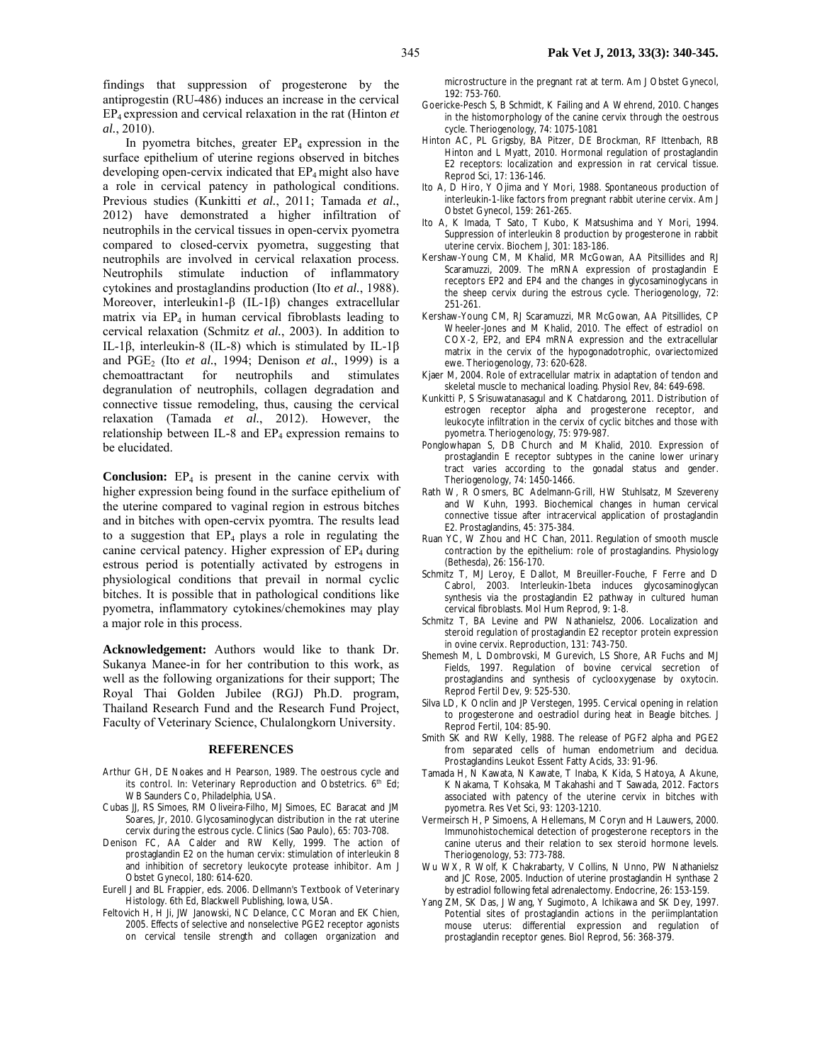findings that suppression of progesterone by the antiprogestin (RU-486) induces an increase in the cervical $EP_4$ expression and cervical relaxation in the rat (Hinton *et al.*, 2010).

In pyometra bitches, greater $EP_4$ expression in the surface epithelium of uterine regions observed in bitches developing open-cervix indicated that $EP_4$ might also have a role in cervical patency in pathological conditions. Previous studies (Kunkitti *et al.*, 2011; Tamada *et al.*, 2012) have demonstrated a higher infiltration of neutrophils in the cervical tissues in open-cervix pyometra compared to closed-cervix pyometra, suggesting that neutrophils are involved in cervical relaxation process. Neutrophils stimulate induction of inflammatory cytokines and prostaglandins production (Ito *et al.*, 1988). Moreover, interleukin1-β (IL-1β) changes extracellular matrix via $EP_4$ in human cervical fibroblasts leading to cervical relaxation (Schmitz *et al.*, 2003). In addition to IL-1β, interleukin-8 (IL-8) which is stimulated by IL-1β and $PGE_2$ (Ito *et al.*, 1994; Denison *et al.*, 1999) is a chemoattractant for neutrophils and stimulates degranulation of neutrophils, collagen degradation and connective tissue remodeling, thus, causing the cervical relaxation (Tamada *et al.*, 2012). However, the relationship between IL-8 and $EP_4$ expression remains to be elucidated.

**Conclusion:** $EP_4$ is present in the canine cervix with higher expression being found in the surface epithelium of the uterine compared to vaginal region in estrous bitches and in bitches with open-cervix pyomtra. The results lead to a suggestion that $EP_4$ plays a role in regulating the canine cervical patency. Higher expression of $EP_4$ during estrous period is potentially activated by estrogens in physiological conditions that prevail in normal cyclic bitches. It is possible that in pathological conditions like pyometra, inflammatory cytokines/chemokines may play a major role in this process.

**Acknowledgement:** Authors would like to thank Dr. Sukanya Manee-in for her contribution to this work, as well as the following organizations for their support; The Royal Thai Golden Jubilee (RGJ) Ph.D. program, Thailand Research Fund and the Research Fund Project, Faculty of Veterinary Science, Chulalongkorn University.

## REFERENCES

Arthur GH, DE Noakes and H Pearson, 1989. The oestrous cycle and its control. In: Veterinary Reproduction and Obstetrics. 6th Ed; WB Saunders Co, Philadelphia, USA.

Cubas JJ, RS Simoes, RM Oliveira-Filho, MJ Simoes, EC Baracat and JM Soares, Jr, 2010. Glycosaminoglycan distribution in the rat uterine cervix during the estrous cycle. Clinics (Sao Paulo), 65: 703-708.

Denison FC, AA Calder and RW Kelly, 1999. The action of prostaglandin E2 on the human cervix: stimulation of interleukin 8 and inhibition of secretory leukocyte protease inhibitor. Am J Obstet Gynecol, 180: 614-620.

Eurell J and BL Frappier, eds. 2006. Dellmann's Textbook of Veterinary Histology. 6th Ed, Blackwell Publishing, Iowa, USA.

Feltovich H, H Ji, JW Janowski, NC Delance, CC Moran and EK Chien, 2005. Effects of selective and nonselective PGE2 receptor agonists on cervical tensile strength and collagen organization and microstructure in the pregnant rat at term. Am J Obstet Gynecol, 192: 753-760.

Goericke-Pesch S, B Schmidt, K Failing and A Wehrend, 2010. Changes in the histomorphology of the canine cervix through the oestrous cycle. Theriogenology, 74: 1075-1081

Hinton AC, PL Grigsby, BA Pitzer, DE Brockman, RF Ittenbach, RB Hinton and L Myatt, 2010. Hormonal regulation of prostaglandin E2 receptors: localization and expression in rat cervical tissue. Reprod Sci, 17: 136-146.

Ito A, D Hiro, Y Ojima and Y Mori, 1988. Spontaneous production of interleukin-1-like factors from pregnant rabbit uterine cervix. Am J Obstet Gynecol, 159: 261-265.

Ito A, K Imada, T Sato, T Kubo, K Matsushima and Y Mori, 1994. Suppression of interleukin 8 production by progesterone in rabbit uterine cervix. Biochem J, 301: 183-186.

Kershaw-Young CM, M Khalid, MR McGowan, AA Pitsillides and RJ Scaramuzzi, 2009. The mRNA expression of prostaglandin E receptors EP2 and EP4 and the changes in glycosaminoglycans in the sheep cervix during the estrous cycle. Theriogenology, 72: 251-261.

Kershaw-Young CM, RJ Scaramuzzi, MR McGowan, AA Pitsillides, CP Wheeler-Jones and M Khalid, 2010. The effect of estradiol on COX-2, EP2, and EP4 mRNA expression and the extracellular matrix in the cervix of the hypogonadotrophic, ovariectomized ewe. Theriogenology, 73: 620-628.

Kjaer M, 2004. Role of extracellular matrix in adaptation of tendon and skeletal muscle to mechanical loading. Physiol Rev, 84: 649-698.

Kunkitti P, S Srisuwatanasagul and K Chatdarong, 2011. Distribution of estrogen receptor alpha and progesterone receptor, and leukocyte infiltration in the cervix of cyclic bitches and those with pyometra. Theriogenology, 75: 979-987.

Ponglowhapan S, DB Church and M Khalid, 2010. Expression of prostaglandin E receptor subtypes in the canine lower urinary tract varies according to the gonadal status and gender. Theriogenology, 74: 1450-1466.

Rath W, R Osmers, BC Adelmann-Grill, HW Stuhlsatz, M Szevereny and W Kuhn, 1993. Biochemical changes in human cervical connective tissue after intracervical application of prostaglandin E2. Prostaglandins, 45: 375-384.

Ruan YC, W Zhou and HC Chan, 2011. Regulation of smooth muscle contraction by the epithelium: role of prostaglandins. Physiology (Bethesda), 26: 156-170.

Schmitz T, MJ Leroy, E Dallot, M Breuiller-Fouche, F Ferre and D Cabrol, 2003. Interleukin-1beta induces glycosaminoglycan synthesis via the prostaglandin E2 pathway in cultured human cervical fibroblasts. Mol Hum Reprod, 9: 1-8.

Schmitz T, BA Levine and PW Nathanielsz, 2006. Localization and steroid regulation of prostaglandin E2 receptor protein expression in ovine cervix. Reproduction, 131: 743-750.

Shemesh M, L Dombrovski, M Gurevich, LS Shore, AR Fuchs and MJ Fields, 1997. Regulation of bovine cervical secretion of prostaglandins and synthesis of cyclooxygenase by oxytocin. Reprod Fertil Dev, 9: 525-530.

Silva LD, K Onclin and JP Verstegen, 1995. Cervical opening in relation to progesterone and oestradiol during heat in Beagle bitches. J Reprod Fertil, 104: 85-90.

Smith SK and RW Kelly, 1988. The release of PGF2 alpha and PGE2 from separated cells of human endometrium and decidua. Prostaglandins Leukot Essent Fatty Acids, 33: 91-96.

Tamada H, N Kawata, N Kawate, T Inaba, K Kida, S Hatoya, A Akune, K Nakama, T Kohsaka, M Takahashi and T Sawada, 2012. Factors associated with patency of the uterine cervix in bitches with pyometra. Res Vet Sci, 93: 1203-1210.

Vermeirsch H, P Simoens, A Hellemans, M Coryn and H Lauwers, 2000. Immunohistochemical detection of progesterone receptors in the canine uterus and their relation to sex steroid hormone levels. Theriogenology, 53: 773-788.

Wu WX, R Wolf, K Chakrabarty, V Collins, N Unno, PW Nathanielsz and JC Rose, 2005. Induction of uterine prostaglandin H synthase 2 by estradiol following fetal adrenalectomy. Endocrine, 26: 153-159.

Yang ZM, SK Das, J Wang, Y Sugimoto, A Ichikawa and SK Dey, 1997. Potential sites of prostaglandin actions in the periimplantation mouse uterus: differential expression and regulation of prostaglandin receptor genes. Biol Reprod, 56: 368-379.